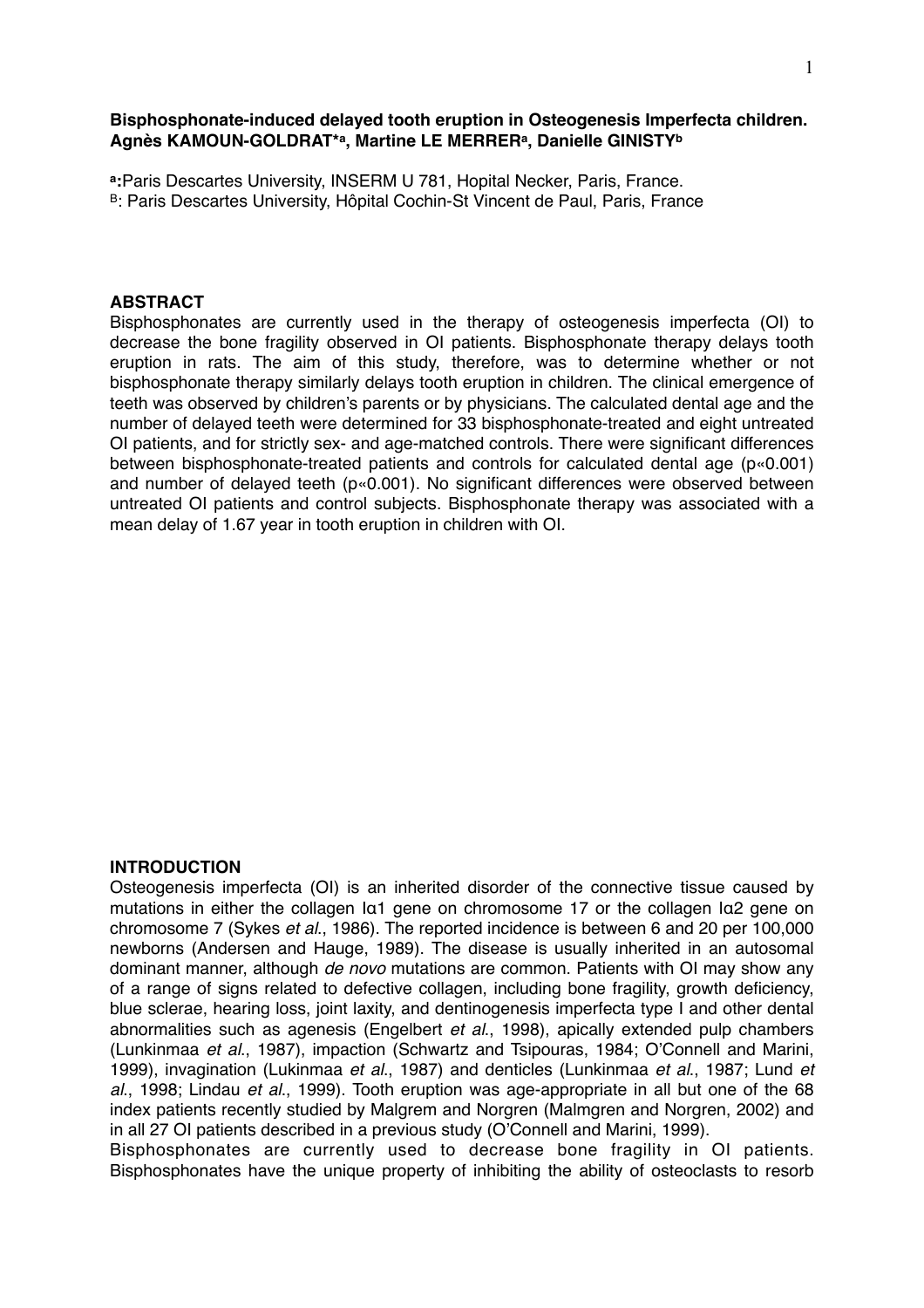**Bisphosphonate-induced delayed tooth eruption in Osteogenesis Imperfecta children.**
**Agnès KAMOUN-GOLDRAT*[a], Martine LE MERRER[a], Danielle GINISTY[b]**

[a]: Paris Descartes University, INSERM U 781, Hopital Necker, Paris, France.
[B]: Paris Descartes University, Hôpital Cochin-St Vincent de Paul, Paris, France

## ABSTRACT

Bisphosphonates are currently used in the therapy of osteogenesis imperfecta (OI) to decrease the bone fragility observed in OI patients. Bisphosphonate therapy delays tooth eruption in rats. The aim of this study, therefore, was to determine whether or not bisphosphonate therapy similarly delays tooth eruption in children. The clinical emergence of teeth was observed by children's parents or by physicians. The calculated dental age and the number of delayed teeth were determined for 33 bisphosphonate-treated and eight untreated OI patients, and for strictly sex- and age-matched controls. There were significant differences between bisphosphonate-treated patients and controls for calculated dental age ($p \ll 0.001$) and number of delayed teeth ($p \ll 0.001$). No significant differences were observed between untreated OI patients and control subjects. Bisphosphonate therapy was associated with a mean delay of 1.67 year in tooth eruption in children with OI.

## INTRODUCTION

Osteogenesis imperfecta (OI) is an inherited disorder of the connective tissue caused by mutations in either the collagen Iα1 gene on chromosome 17 or the collagen Iα2 gene on chromosome 7 (Sykes *et al.*, 1986). The reported incidence is between 6 and 20 per 100,000 newborns (Andersen and Hauge, 1989). The disease is usually inherited in an autosomal dominant manner, although *de novo* mutations are common. Patients with OI may show any of a range of signs related to defective collagen, including bone fragility, growth deficiency, blue sclerae, hearing loss, joint laxity, and dentinogenesis imperfecta type I and other dental abnormalities such as agenesis (Engelbert *et al.*, 1998), apically extended pulp chambers (Lunkinmaa *et al.*, 1987), impaction (Schwartz and Tsipouras, 1984; O'Connell and Marini, 1999), invagination (Lukinmaa *et al.*, 1987) and denticles (Lunkinmaa *et al.*, 1987; Lund *et al.*, 1998; Lindau *et al.*, 1999). Tooth eruption was age-appropriate in all but one of the 68 index patients recently studied by Malgrem and Norgren (Malmgren and Norgren, 2002) and in all 27 OI patients described in a previous study (O'Connell and Marini, 1999).

Bisphosphonates are currently used to decrease bone fragility in OI patients. Bisphosphonates have the unique property of inhibiting the ability of osteoclasts to resorb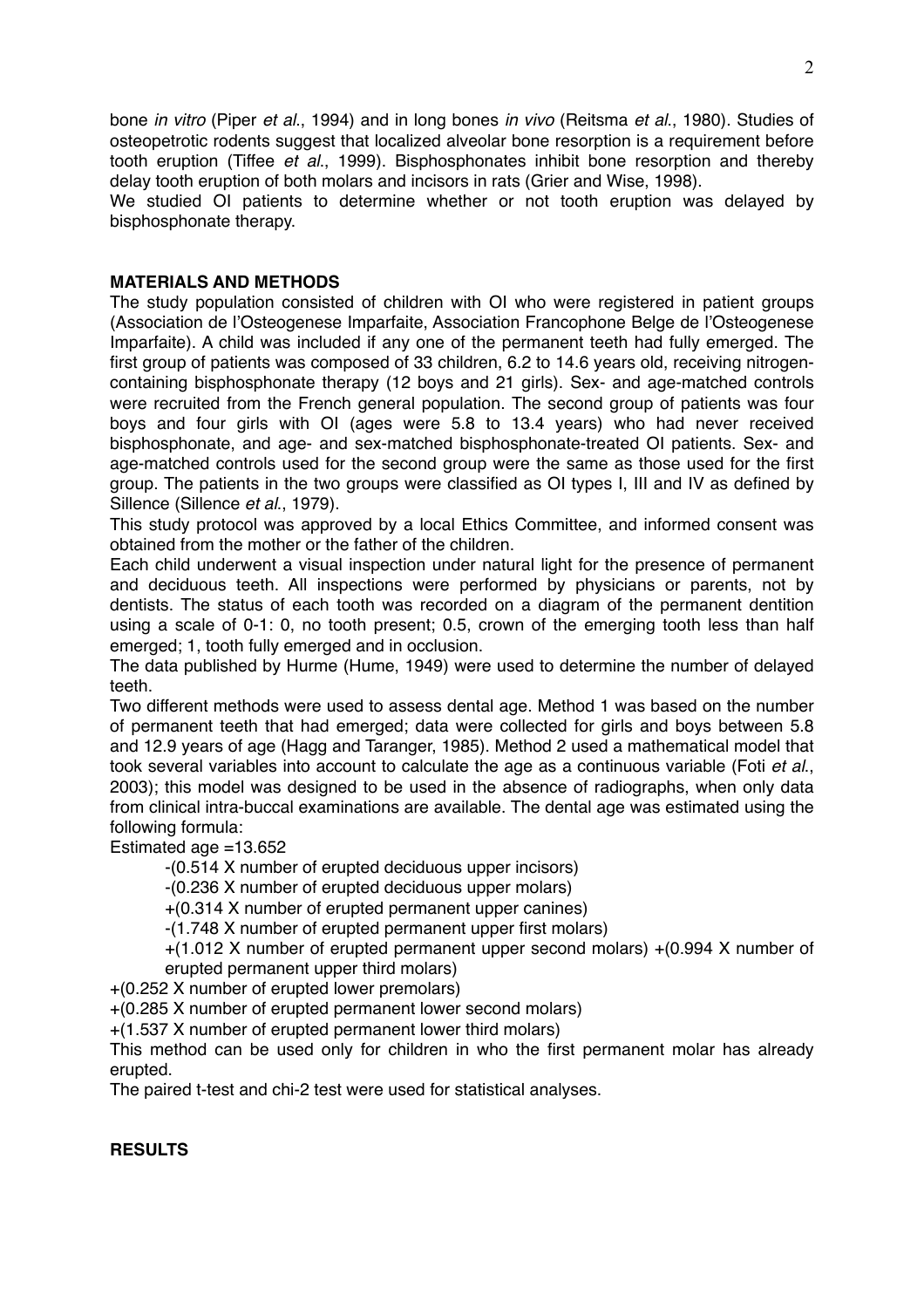bone *in vitro* (Piper *et al*., 1994) and in long bones *in vivo* (Reitsma *et al*., 1980). Studies of osteopetrotic rodents suggest that localized alveolar bone resorption is a requirement before tooth eruption (Tiffee *et al*., 1999). Bisphosphonates inhibit bone resorption and thereby delay tooth eruption of both molars and incisors in rats (Grier and Wise, 1998).

We studied OI patients to determine whether or not tooth eruption was delayed by bisphosphonate therapy.

## MATERIALS AND METHODS

The study population consisted of children with OI who were registered in patient groups (Association de l'Osteogenese Imparfaite, Association Francophone Belge de l'Osteogenese Imparfaite). A child was included if any one of the permanent teeth had fully emerged. The first group of patients was composed of 33 children, 6.2 to 14.6 years old, receiving nitrogen-containing bisphosphonate therapy (12 boys and 21 girls). Sex- and age-matched controls were recruited from the French general population. The second group of patients was four boys and four girls with OI (ages were 5.8 to 13.4 years) who had never received bisphosphonate, and age- and sex-matched bisphosphonate-treated OI patients. Sex- and age-matched controls used for the second group were the same as those used for the first group. The patients in the two groups were classified as OI types I, III and IV as defined by Sillence (Sillence *et al*., 1979).

This study protocol was approved by a local Ethics Committee, and informed consent was obtained from the mother or the father of the children.

Each child underwent a visual inspection under natural light for the presence of permanent and deciduous teeth. All inspections were performed by physicians or parents, not by dentists. The status of each tooth was recorded on a diagram of the permanent dentition using a scale of 0-1: 0, no tooth present; 0.5, crown of the emerging tooth less than half emerged; 1, tooth fully emerged and in occlusion.

The data published by Hurme (Hume, 1949) were used to determine the number of delayed teeth.

Two different methods were used to assess dental age. Method 1 was based on the number of permanent teeth that had emerged; data were collected for girls and boys between 5.8 and 12.9 years of age (Hagg and Taranger, 1985). Method 2 used a mathematical model that took several variables into account to calculate the age as a continuous variable (Foti *et al*., 2003); this model was designed to be used in the absence of radiographs, when only data from clinical intra-buccal examinations are available. The dental age was estimated using the following formula:

Estimated age =13.652

-(0.514 X number of erupted deciduous upper incisors)

-(0.236 X number of erupted deciduous upper molars)

+(0.314 X number of erupted permanent upper canines)

-(1.748 X number of erupted permanent upper first molars)

+(1.012 X number of erupted permanent upper second molars) +(0.994 X number of erupted permanent upper third molars)

+(0.252 X number of erupted lower premolars)

+(0.285 X number of erupted permanent lower second molars)

+(1.537 X number of erupted permanent lower third molars)

This method can be used only for children in who the first permanent molar has already erupted.

The paired t-test and chi-2 test were used for statistical analyses.

## RESULTS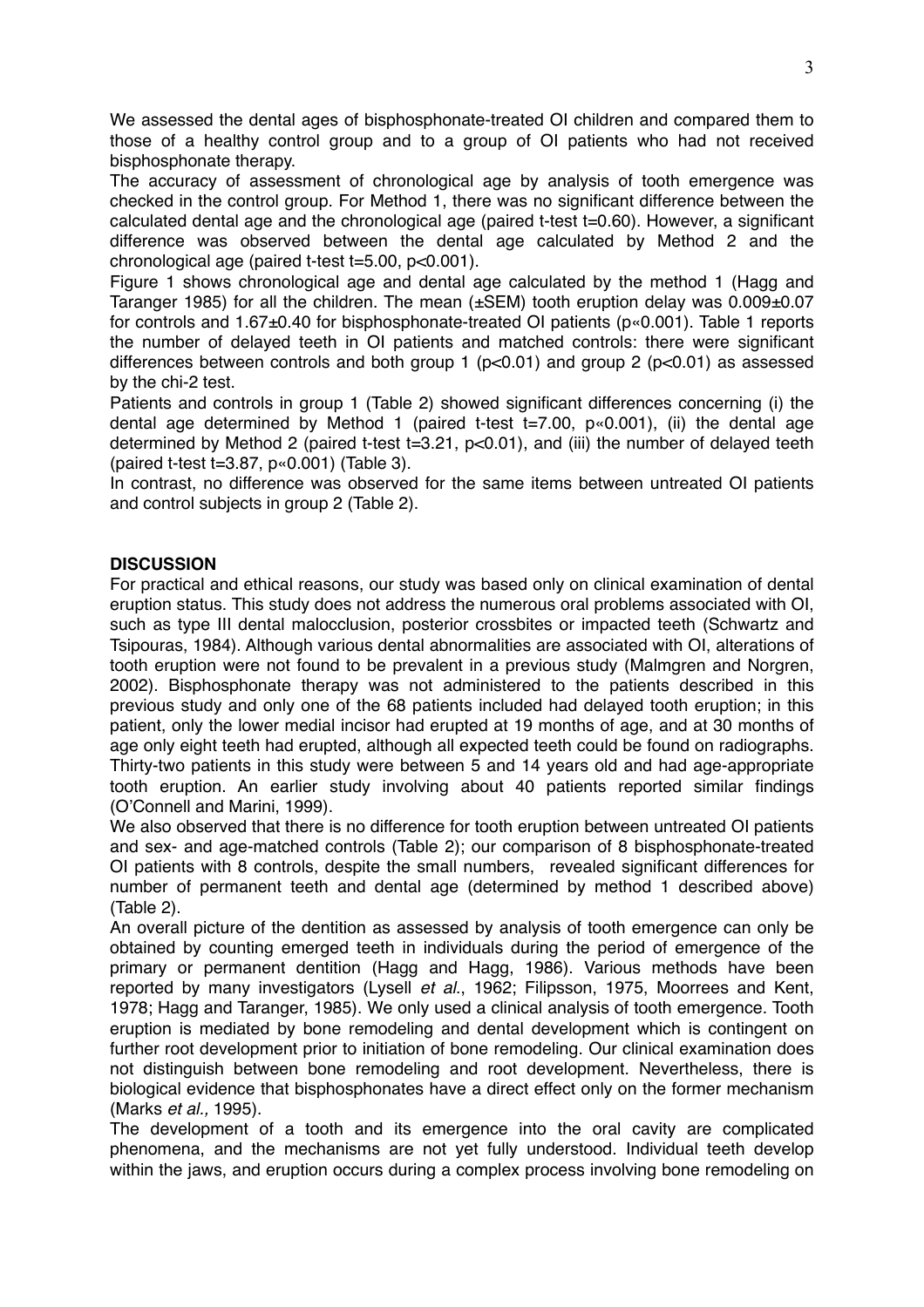We assessed the dental ages of bisphosphonate-treated OI children and compared them to those of a healthy control group and to a group of OI patients who had not received bisphosphonate therapy.

The accuracy of assessment of chronological age by analysis of tooth emergence was checked in the control group. For Method 1, there was no significant difference between the calculated dental age and the chronological age (paired t-test t=0.60). However, a significant difference was observed between the dental age calculated by Method 2 and the chronological age (paired t-test t=5.00, $p<0.001$).

Figure 1 shows chronological age and dental age calculated by the method 1 (Hagg and Taranger 1985) for all the children. The mean (±SEM) tooth eruption delay was 0.009±0.07 for controls and 1.67±0.40 for bisphosphonate-treated OI patients ($p \ll 0.001$). Table 1 reports the number of delayed teeth in OI patients and matched controls: there were significant differences between controls and both group 1 ($p<0.01$) and group 2 ($p<0.01$) as assessed by the chi-2 test.

Patients and controls in group 1 (Table 2) showed significant differences concerning (i) the dental age determined by Method 1 (paired t-test t=7.00, $p \ll 0.001$), (ii) the dental age determined by Method 2 (paired t-test t=3.21, $p<0.01$), and (iii) the number of delayed teeth (paired t-test t=3.87, $p \ll 0.001$) (Table 3).

In contrast, no difference was observed for the same items between untreated OI patients and control subjects in group 2 (Table 2).

## DISCUSSION

For practical and ethical reasons, our study was based only on clinical examination of dental eruption status. This study does not address the numerous oral problems associated with OI, such as type III dental malocclusion, posterior crossbites or impacted teeth (Schwartz and Tsipouras, 1984). Although various dental abnormalities are associated with OI, alterations of tooth eruption were not found to be prevalent in a previous study (Malmgren and Norgren, 2002). Bisphosphonate therapy was not administered to the patients described in this previous study and only one of the 68 patients included had delayed tooth eruption; in this patient, only the lower medial incisor had erupted at 19 months of age, and at 30 months of age only eight teeth had erupted, although all expected teeth could be found on radiographs. Thirty-two patients in this study were between 5 and 14 years old and had age-appropriate tooth eruption. An earlier study involving about 40 patients reported similar findings (O'Connell and Marini, 1999).

We also observed that there is no difference for tooth eruption between untreated OI patients and sex- and age-matched controls (Table 2); our comparison of 8 bisphosphonate-treated OI patients with 8 controls, despite the small numbers, revealed significant differences for number of permanent teeth and dental age (determined by method 1 described above) (Table 2).

An overall picture of the dentition as assessed by analysis of tooth emergence can only be obtained by counting emerged teeth in individuals during the period of emergence of the primary or permanent dentition (Hagg and Hagg, 1986). Various methods have been reported by many investigators (Lysell *et al.*, 1962; Filipsson, 1975, Moorrees and Kent, 1978; Hagg and Taranger, 1985). We only used a clinical analysis of tooth emergence. Tooth eruption is mediated by bone remodeling and dental development which is contingent on further root development prior to initiation of bone remodeling. Our clinical examination does not distinguish between bone remodeling and root development. Nevertheless, there is biological evidence that bisphosphonates have a direct effect only on the former mechanism (Marks *et al.,* 1995).

The development of a tooth and its emergence into the oral cavity are complicated phenomena, and the mechanisms are not yet fully understood. Individual teeth develop within the jaws, and eruption occurs during a complex process involving bone remodeling on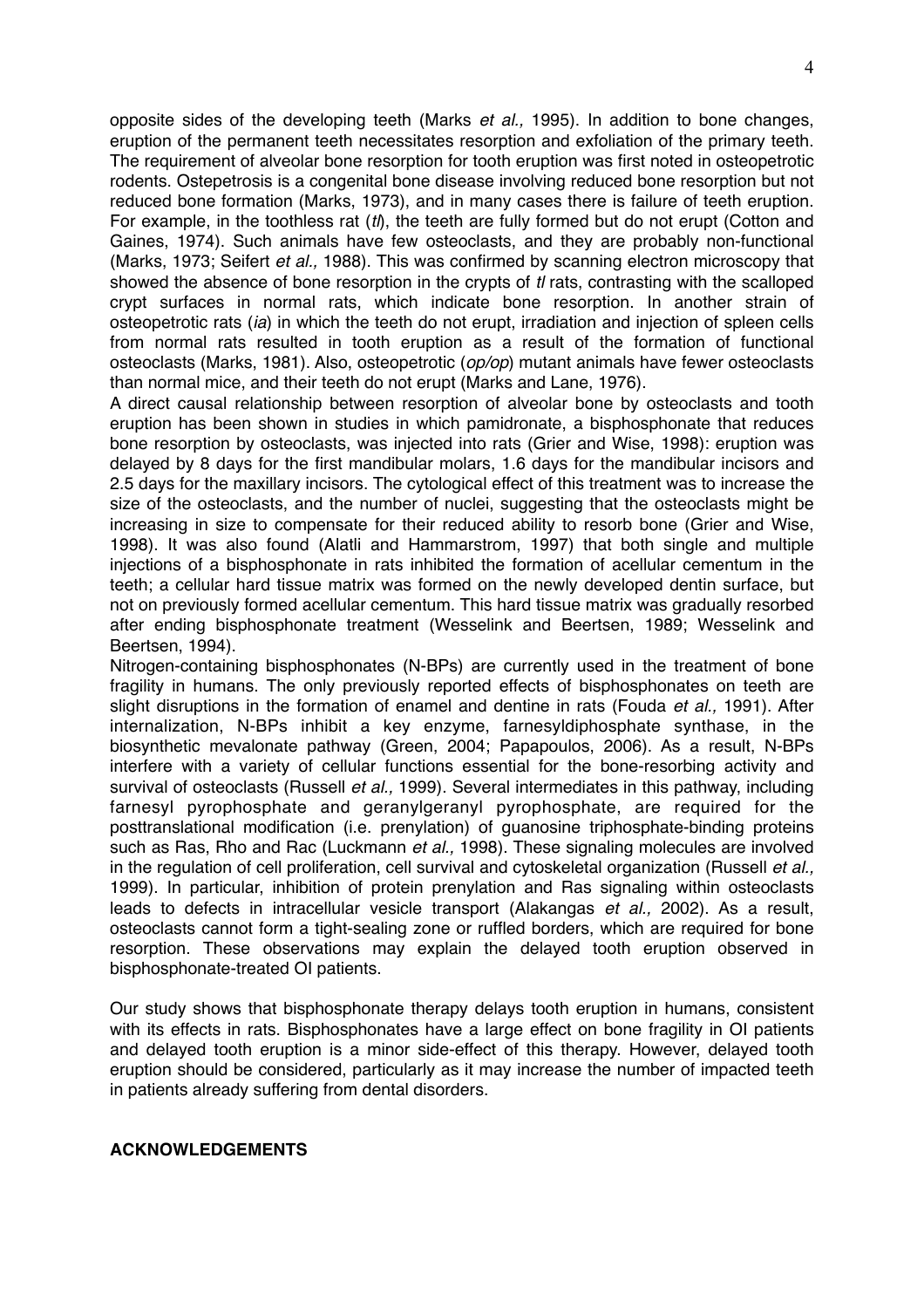opposite sides of the developing teeth (Marks *et al.,* 1995). In addition to bone changes, eruption of the permanent teeth necessitates resorption and exfoliation of the primary teeth. The requirement of alveolar bone resorption for tooth eruption was first noted in osteopetrotic rodents. Ostepetrosis is a congenital bone disease involving reduced bone resorption but not reduced bone formation (Marks, 1973), and in many cases there is failure of teeth eruption. For example, in the toothless rat (*tl*), the teeth are fully formed but do not erupt (Cotton and Gaines, 1974). Such animals have few osteoclasts, and they are probably non-functional (Marks, 1973; Seifert *et al.,* 1988). This was confirmed by scanning electron microscopy that showed the absence of bone resorption in the crypts of *tl* rats, contrasting with the scalloped crypt surfaces in normal rats, which indicate bone resorption. In another strain of osteopetrotic rats (*ia*) in which the teeth do not erupt, irradiation and injection of spleen cells from normal rats resulted in tooth eruption as a result of the formation of functional osteoclasts (Marks, 1981). Also, osteopetrotic (*op/op*) mutant animals have fewer osteoclasts than normal mice, and their teeth do not erupt (Marks and Lane, 1976).

A direct causal relationship between resorption of alveolar bone by osteoclasts and tooth eruption has been shown in studies in which pamidronate, a bisphosphonate that reduces bone resorption by osteoclasts, was injected into rats (Grier and Wise, 1998): eruption was delayed by 8 days for the first mandibular molars, 1.6 days for the mandibular incisors and 2.5 days for the maxillary incisors. The cytological effect of this treatment was to increase the size of the osteoclasts, and the number of nuclei, suggesting that the osteoclasts might be increasing in size to compensate for their reduced ability to resorb bone (Grier and Wise, 1998). It was also found (Alatli and Hammarstrom, 1997) that both single and multiple injections of a bisphosphonate in rats inhibited the formation of acellular cementum in the teeth; a cellular hard tissue matrix was formed on the newly developed dentin surface, but not on previously formed acellular cementum. This hard tissue matrix was gradually resorbed after ending bisphosphonate treatment (Wesselink and Beertsen, 1989; Wesselink and Beertsen, 1994).

Nitrogen-containing bisphosphonates (N-BPs) are currently used in the treatment of bone fragility in humans. The only previously reported effects of bisphosphonates on teeth are slight disruptions in the formation of enamel and dentine in rats (Fouda *et al.,* 1991). After internalization, N-BPs inhibit a key enzyme, farnesyldiphosphate synthase, in the biosynthetic mevalonate pathway (Green, 2004; Papapoulos, 2006). As a result, N-BPs interfere with a variety of cellular functions essential for the bone-resorbing activity and survival of osteoclasts (Russell *et al.,* 1999). Several intermediates in this pathway, including farnesyl pyrophosphate and geranylgeranyl pyrophosphate, are required for the posttranslational modification (i.e. prenylation) of guanosine triphosphate-binding proteins such as Ras, Rho and Rac (Luckmann *et al.,* 1998). These signaling molecules are involved in the regulation of cell proliferation, cell survival and cytoskeletal organization (Russell *et al.,* 1999). In particular, inhibition of protein prenylation and Ras signaling within osteoclasts leads to defects in intracellular vesicle transport (Alakangas *et al.,* 2002). As a result, osteoclasts cannot form a tight-sealing zone or ruffled borders, which are required for bone resorption. These observations may explain the delayed tooth eruption observed in bisphosphonate-treated OI patients.

Our study shows that bisphosphonate therapy delays tooth eruption in humans, consistent with its effects in rats. Bisphosphonates have a large effect on bone fragility in OI patients and delayed tooth eruption is a minor side-effect of this therapy. However, delayed tooth eruption should be considered, particularly as it may increase the number of impacted teeth in patients already suffering from dental disorders.

## ACKNOWLEDGEMENTS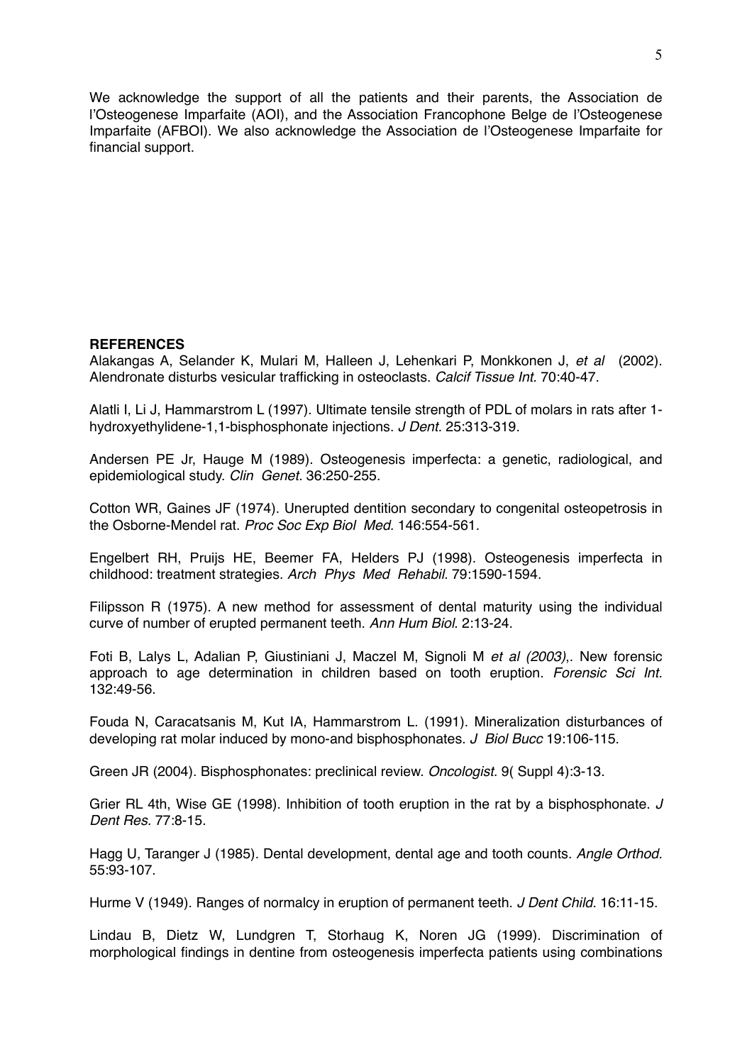We acknowledge the support of all the patients and their parents, the Association de l'Osteogenese Imparfaite (AOI), and the Association Francophone Belge de l'Osteogenese Imparfaite (AFBOI). We also acknowledge the Association de l'Osteogenese Imparfaite for financial support.

**REFERENCES**

Alakangas A, Selander K, Mulari M, Halleen J, Lehenkari P, Monkkonen J, *et al* (2002). Alendronate disturbs vesicular trafficking in osteoclasts. *Calcif Tissue Int.* 70:40-47.

Alatli I, Li J, Hammarstrom L (1997). Ultimate tensile strength of PDL of molars in rats after 1-hydroxyethylidene-1,1-bisphosphonate injections. *J Dent.* 25:313-319.

Andersen PE Jr, Hauge M (1989). Osteogenesis imperfecta: a genetic, radiological, and epidemiological study. *Clin Genet.* 36:250-255.

Cotton WR, Gaines JF (1974). Unerupted dentition secondary to congenital osteopetrosis in the Osborne-Mendel rat. *Proc Soc Exp Biol Med.* 146:554-561.

Engelbert RH, Pruijs HE, Beemer FA, Helders PJ (1998). Osteogenesis imperfecta in childhood: treatment strategies. *Arch Phys Med Rehabil.* 79:1590-1594.

Filipsson R (1975). A new method for assessment of dental maturity using the individual curve of number of erupted permanent teeth. *Ann Hum Biol.* 2:13-24.

Foti B, Lalys L, Adalian P, Giustiniani J, Maczel M, Signoli M *et al (2003)*,. New forensic approach to age determination in children based on tooth eruption. *Forensic Sci Int.* 132:49-56.

Fouda N, Caracatsanis M, Kut IA, Hammarstrom L. (1991). Mineralization disturbances of developing rat molar induced by mono-and bisphosphonates. *J Biol Bucc* 19:106-115.

Green JR (2004). Bisphosphonates: preclinical review. *Oncologist.* 9( Suppl 4):3-13.

Grier RL 4th, Wise GE (1998). Inhibition of tooth eruption in the rat by a bisphosphonate. *J Dent Res.* 77:8-15.

Hagg U, Taranger J (1985). Dental development, dental age and tooth counts. *Angle Orthod.* 55:93-107.

Hurme V (1949). Ranges of normalcy in eruption of permanent teeth. *J Dent Child.* 16:11-15.

Lindau B, Dietz W, Lundgren T, Storhaug K, Noren JG (1999). Discrimination of morphological findings in dentine from osteogenesis imperfecta patients using combinations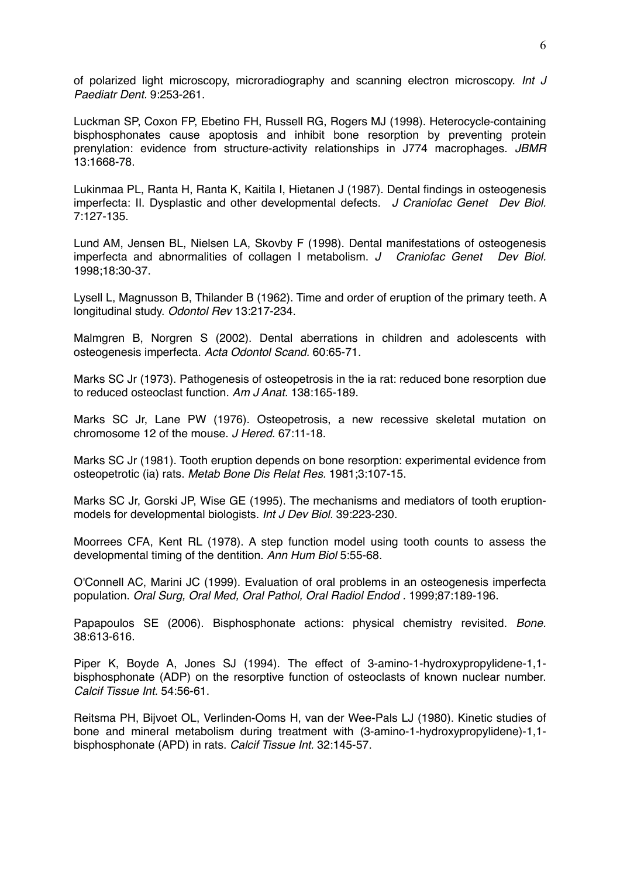of polarized light microscopy, microradiography and scanning electron microscopy. *Int J Paediatr Dent.* 9:253-261.

Luckman SP, Coxon FP, Ebetino FH, Russell RG, Rogers MJ (1998). Heterocycle-containing bisphosphonates cause apoptosis and inhibit bone resorption by preventing protein prenylation: evidence from structure-activity relationships in J774 macrophages. *JBMR* 13:1668-78.

Lukinmaa PL, Ranta H, Ranta K, Kaitila I, Hietanen J (1987). Dental findings in osteogenesis imperfecta: II. Dysplastic and other developmental defects*. J Craniofac Genet Dev Biol.* 7:127-135.

Lund AM, Jensen BL, Nielsen LA, Skovby F (1998). Dental manifestations of osteogenesis imperfecta and abnormalities of collagen I metabolism. *J Craniofac Genet Dev Biol.* 1998;18:30-37.

Lysell L, Magnusson B, Thilander B (1962). Time and order of eruption of the primary teeth. A longitudinal study. *Odontol Rev* 13:217-234.

Malmgren B, Norgren S (2002). Dental aberrations in children and adolescents with osteogenesis imperfecta. *Acta Odontol Scand.* 60:65-71.

Marks SC Jr (1973). Pathogenesis of osteopetrosis in the ia rat: reduced bone resorption due to reduced osteoclast function. *Am J Anat.* 138:165-189.

Marks SC Jr, Lane PW (1976). Osteopetrosis, a new recessive skeletal mutation on chromosome 12 of the mouse. *J Hered.* 67:11-18.

Marks SC Jr (1981). Tooth eruption depends on bone resorption: experimental evidence from osteopetrotic (ia) rats. *Metab Bone Dis Relat Res.* 1981;3:107-15.

Marks SC Jr, Gorski JP, Wise GE (1995). The mechanisms and mediators of tooth eruption-models for developmental biologists. *Int J Dev Biol.* 39:223-230.

Moorrees CFA, Kent RL (1978). A step function model using tooth counts to assess the developmental timing of the dentition. *Ann Hum Biol* 5:55-68.

O'Connell AC, Marini JC (1999). Evaluation of oral problems in an osteogenesis imperfecta population. *Oral Surg, Oral Med, Oral Pathol, Oral Radiol Endod .* 1999;87:189-196.

Papapoulos SE (2006). Bisphosphonate actions: physical chemistry revisited. *Bone.* 38:613-616.

Piper K, Boyde A, Jones SJ (1994). The effect of 3-amino-1-hydroxypropylidene-1,1-bisphosphonate (ADP) on the resorptive function of osteoclasts of known nuclear number. *Calcif Tissue Int.* 54:56-61.

Reitsma PH, Bijvoet OL, Verlinden-Ooms H, van der Wee-Pals LJ (1980). Kinetic studies of bone and mineral metabolism during treatment with (3-amino-1-hydroxypropylidene)-1,1-bisphosphonate (APD) in rats. *Calcif Tissue Int.* 32:145-57.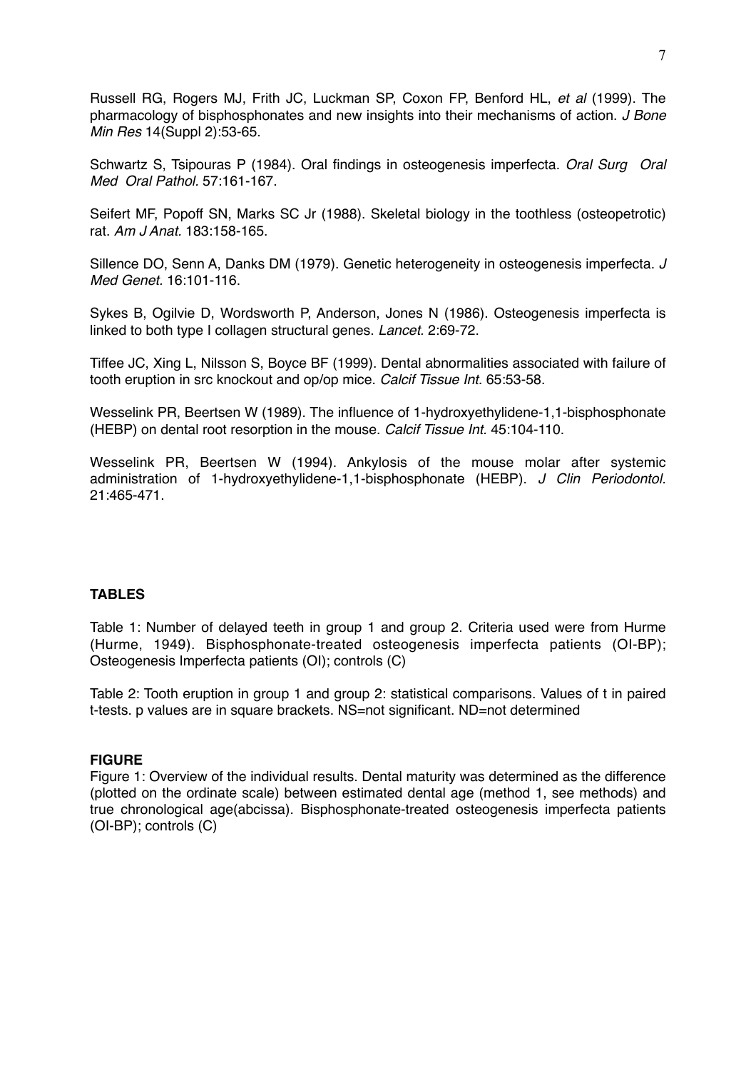Russell RG, Rogers MJ, Frith JC, Luckman SP, Coxon FP, Benford HL, *et al* (1999). The pharmacology of bisphosphonates and new insights into their mechanisms of action. *J Bone Min Res* 14(Suppl 2):53-65.

Schwartz S, Tsipouras P (1984). Oral findings in osteogenesis imperfecta. *Oral Surg Oral Med Oral Pathol.* 57:161-167.

Seifert MF, Popoff SN, Marks SC Jr (1988). Skeletal biology in the toothless (osteopetrotic) rat. *Am J Anat.* 183:158-165.

Sillence DO, Senn A, Danks DM (1979). Genetic heterogeneity in osteogenesis imperfecta. *J Med Genet.* 16:101-116.

Sykes B, Ogilvie D, Wordsworth P, Anderson, Jones N (1986). Osteogenesis imperfecta is linked to both type I collagen structural genes. *Lancet.* 2:69-72.

Tiffee JC, Xing L, Nilsson S, Boyce BF (1999). Dental abnormalities associated with failure of tooth eruption in src knockout and op/op mice. *Calcif Tissue Int.* 65:53-58.

Wesselink PR, Beertsen W (1989). The influence of 1-hydroxyethylidene-1,1-bisphosphonate (HEBP) on dental root resorption in the mouse. *Calcif Tissue Int.* 45:104-110.

Wesselink PR, Beertsen W (1994). Ankylosis of the mouse molar after systemic administration of 1-hydroxyethylidene-1,1-bisphosphonate (HEBP). *J Clin Periodontol.* 21:465-471.

**TABLES**

Table 1: Number of delayed teeth in group 1 and group 2. Criteria used were from Hurme (Hurme, 1949). Bisphosphonate-treated osteogenesis imperfecta patients (OI-BP); Osteogenesis Imperfecta patients (OI); controls (C)

Table 2: Tooth eruption in group 1 and group 2: statistical comparisons. Values of t in paired t-tests. p values are in square brackets. NS=not significant. ND=not determined

**FIGURE**

Figure 1: Overview of the individual results. Dental maturity was determined as the difference (plotted on the ordinate scale) between estimated dental age (method 1, see methods) and true chronological age(abcissa). Bisphosphonate-treated osteogenesis imperfecta patients (OI-BP); controls (C)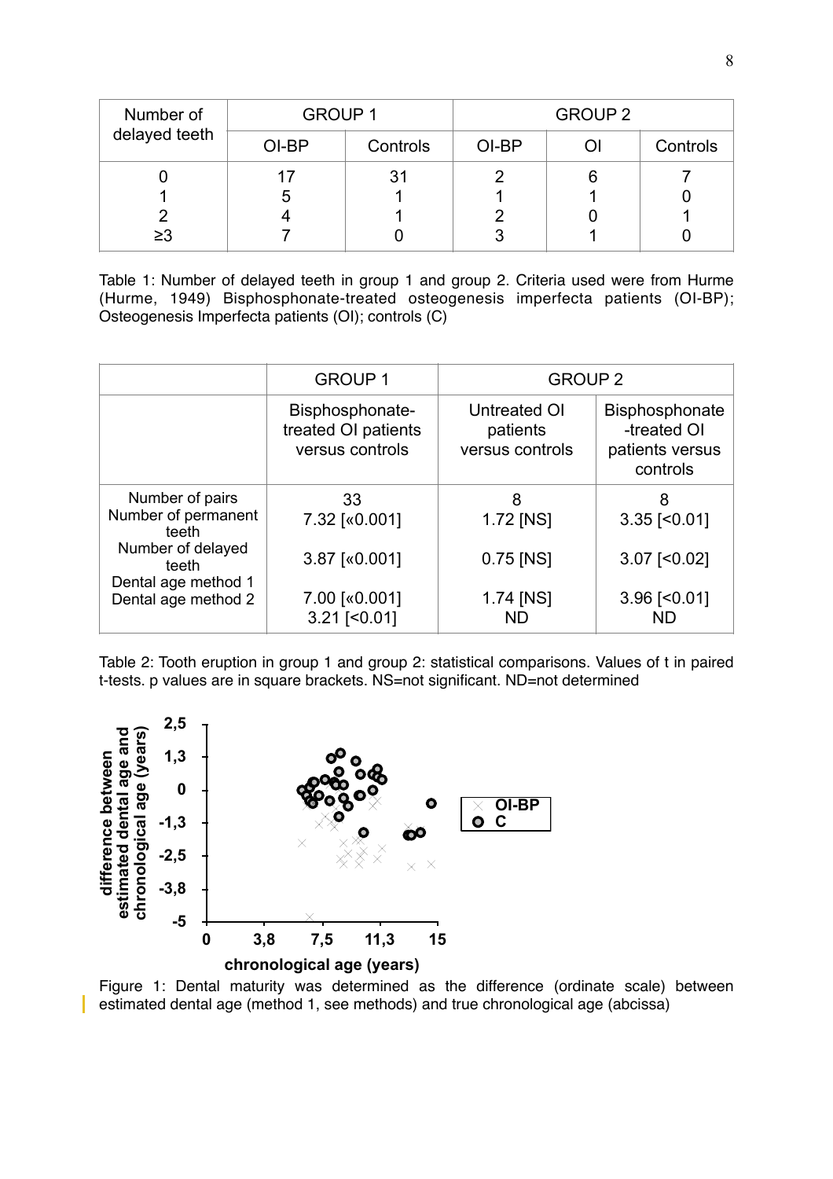| Number of delayed teeth | GROUP 1 | | GROUP 2 | | |
|---|---|---|---|---|---|
| | OI-BP | Controls | OI-BP | OI | Controls |
| 0 | 17 | 31 | 2 | 6 | 7 |
| 1 | 5 | 1 | 1 | 1 | 0 |
| 2 | 4 | 1 | 2 | 0 | 1 |
| ≥3 | 7 | 0 | 3 | 1 | 0 |

Table 1: Number of delayed teeth in group 1 and group 2. Criteria used were from Hurme (Hurme, 1949) Bisphosphonate-treated osteogenesis imperfecta patients (OI-BP); Osteogenesis Imperfecta patients (OI); controls (C)

| | GROUP 1 | GROUP 2 | |
|---|---|---|---|
| | Bisphosphonate-treated OI patients versus controls | Untreated OI patients versus controls | Bisphosphonate-treated OI patients versus controls |
| Number of pairs | 33 | 8 | 8 |
| Number of permanent teeth | 7.32 [«0.001] | 1.72 [NS] | 3.35 [<0.01] |
| Number of delayed teeth | 3.87 [«0.001] | 0.75 [NS] | 3.07 [<0.02] |
| Dental age method 1 | 7.00 [«0.001] | 1.74 [NS] | 3.96 [<0.01] |
| Dental age method 2 | 3.21 [<0.01] | ND | ND |

Table 2: Tooth eruption in group 1 and group 2: statistical comparisons. Values of t in paired t-tests. p values are in square brackets. NS=not significant. ND=not determined

difference between estimated dental age and chronological age (years)

2,5
1,3
0
-1,3
-2,5
-3,8
-5

0
3,8
7,5
11,3
15

chronological age (years)

OI-BP
C

Figure 1: Dental maturity was determined as the difference (ordinate scale) between estimated dental age (method 1, see methods) and true chronological age (abcissa)